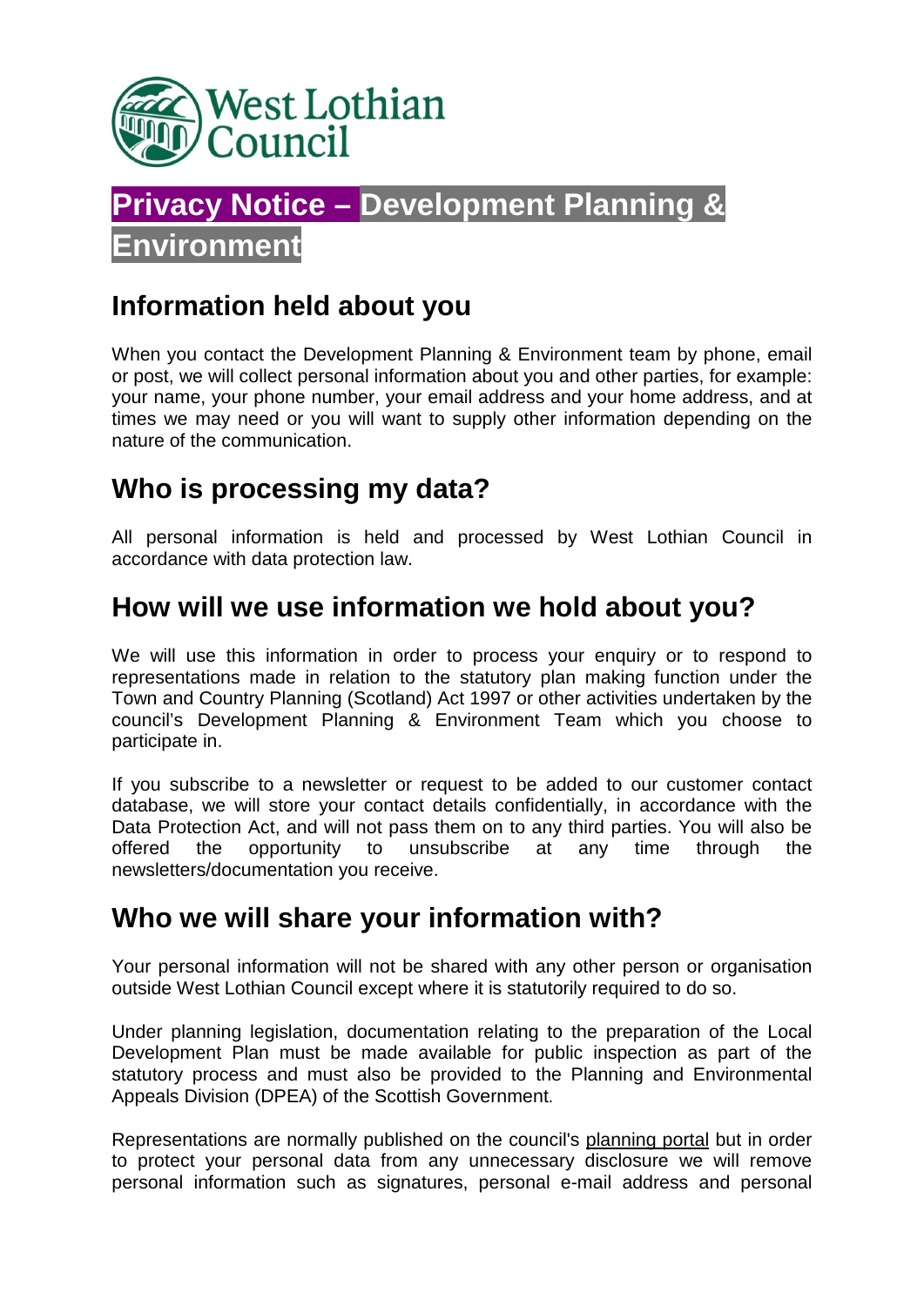West Lothian Council

# Privacy Notice – Development Planning & Environment

## Information held about you

When you contact the Development Planning & Environment team by phone, email or post, we will collect personal information about you and other parties, for example: your name, your phone number, your email address and your home address, and at times we may need or you will want to supply other information depending on the nature of the communication.

## Who is processing my data?

All personal information is held and processed by West Lothian Council in accordance with data protection law.

## How will we use information we hold about you?

We will use this information in order to process your enquiry or to respond to representations made in relation to the statutory plan making function under the Town and Country Planning (Scotland) Act 1997 or other activities undertaken by the council's Development Planning & Environment Team which you choose to participate in.

If you subscribe to a newsletter or request to be added to our customer contact database, we will store your contact details confidentially, in accordance with the Data Protection Act, and will not pass them on to any third parties. You will also be offered the opportunity to unsubscribe at any time through the newsletters/documentation you receive.

## Who we will share your information with?

Your personal information will not be shared with any other person or organisation outside West Lothian Council except where it is statutorily required to do so.

Under planning legislation, documentation relating to the preparation of the Local Development Plan must be made available for public inspection as part of the statutory process and must also be provided to the Planning and Environmental Appeals Division (DPEA) of the Scottish Government.

Representations are normally published on the council's planning portal but in order to protect your personal data from any unnecessary disclosure we will remove personal information such as signatures, personal e-mail address and personal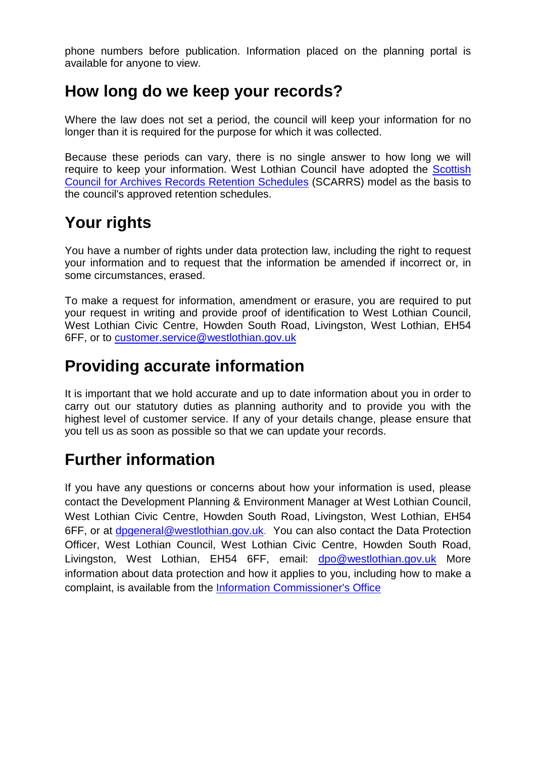phone numbers before publication. Information placed on the planning portal is available for anyone to view.

## How long do we keep your records?

Where the law does not set a period, the council will keep your information for no longer than it is required for the purpose for which it was collected.

Because these periods can vary, there is no single answer to how long we will require to keep your information. West Lothian Council have adopted the Scottish Council for Archives Records Retention Schedules (SCARRS) model as the basis to the council's approved retention schedules.

## Your rights

You have a number of rights under data protection law, including the right to request your information and to request that the information be amended if incorrect or, in some circumstances, erased.

To make a request for information, amendment or erasure, you are required to put your request in writing and provide proof of identification to West Lothian Council, West Lothian Civic Centre, Howden South Road, Livingston, West Lothian, EH54 6FF, or to customer.service@westlothian.gov.uk

## Providing accurate information

It is important that we hold accurate and up to date information about you in order to carry out our statutory duties as planning authority and to provide you with the highest level of customer service. If any of your details change, please ensure that you tell us as soon as possible so that we can update your records.

## Further information

If you have any questions or concerns about how your information is used, please contact the Development Planning & Environment Manager at West Lothian Council, West Lothian Civic Centre, Howden South Road, Livingston, West Lothian, EH54 6FF, or at dpgeneral@westlothian.gov.uk. You can also contact the Data Protection Officer, West Lothian Council, West Lothian Civic Centre, Howden South Road, Livingston, West Lothian, EH54 6FF, email: dpo@westlothian.gov.uk More information about data protection and how it applies to you, including how to make a complaint, is available from the Information Commissioner's Office